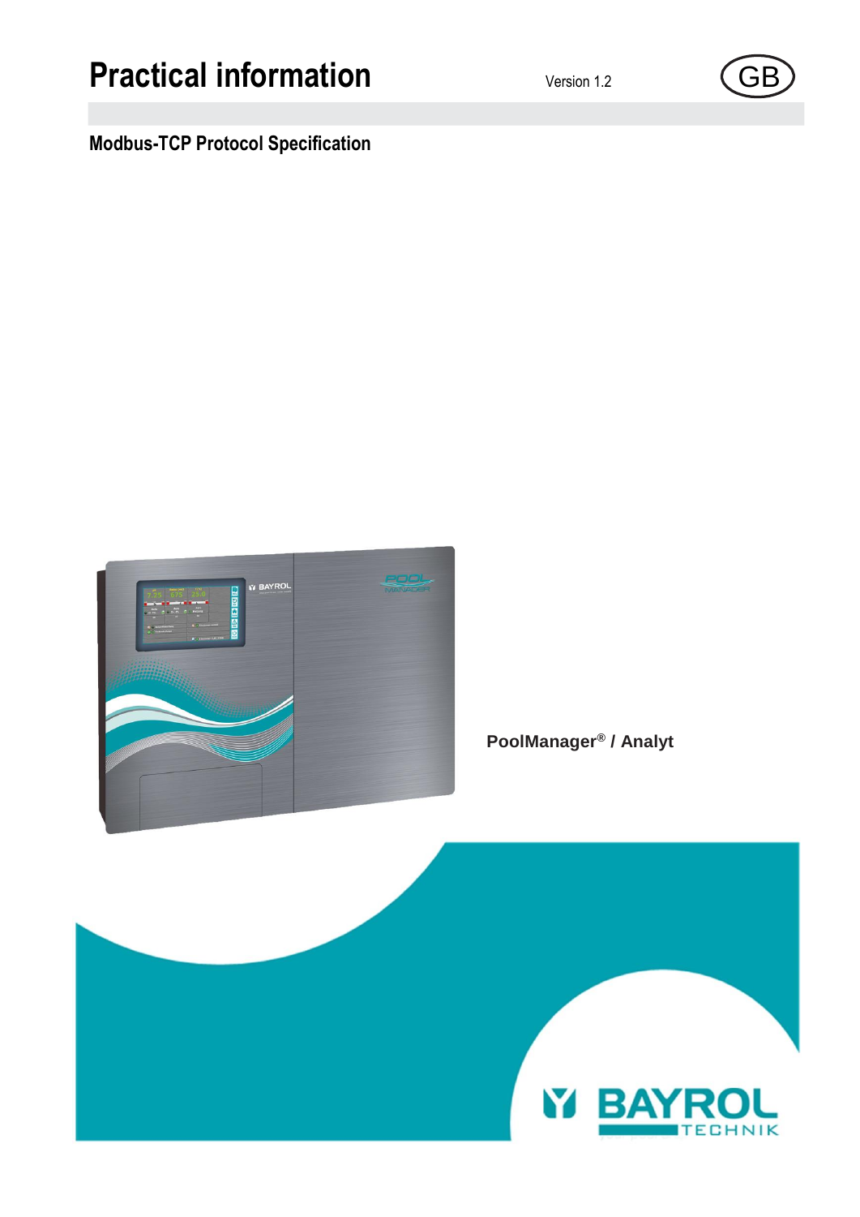# Practical information

Version 1.2

GB

## Modbus-TCP Protocol Specification

**PoolManager® / Analyt**

BAYROL TECHNIK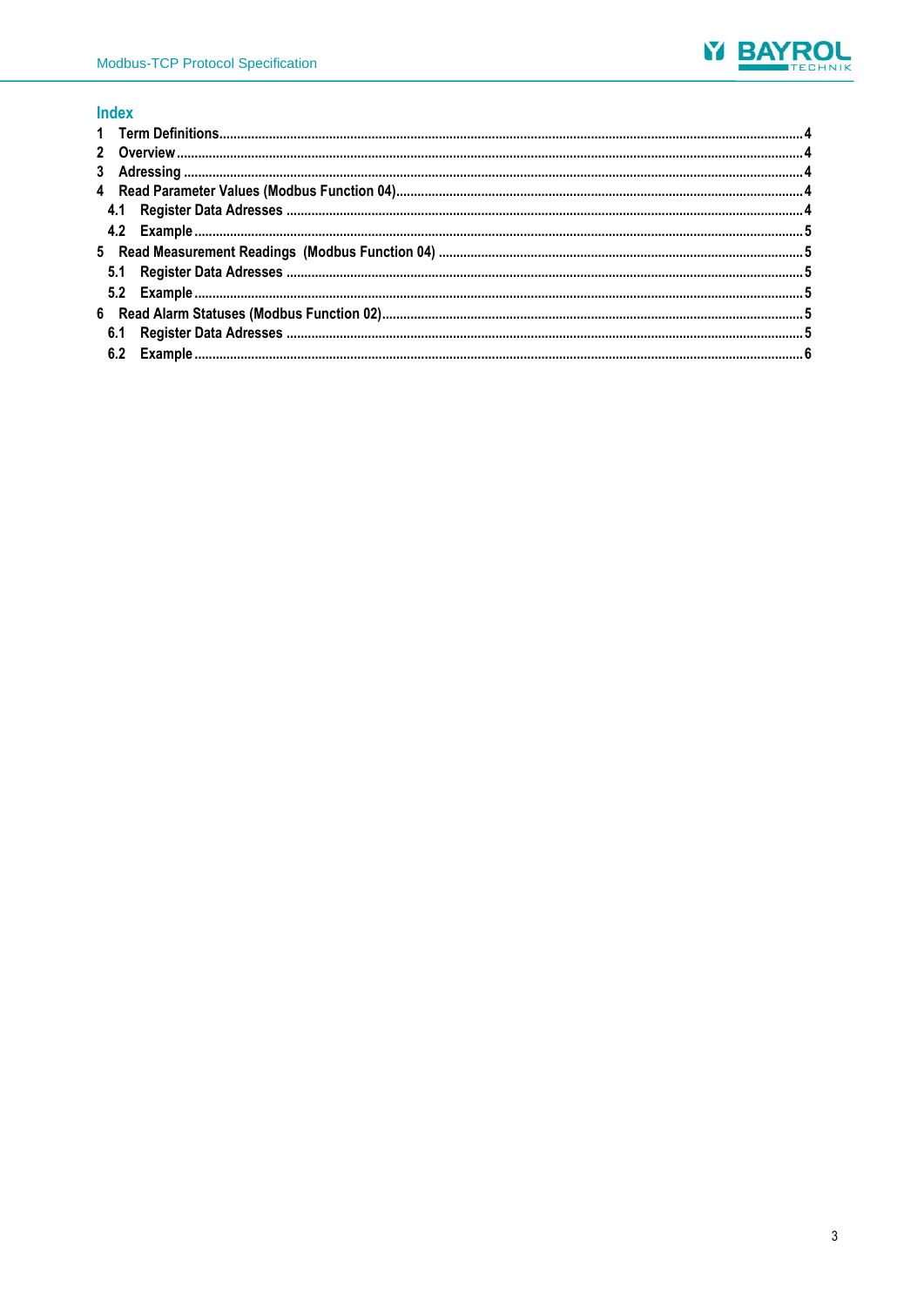## Index

1 Term Definitions .......... 4
2 Overview .......... 4
3 Adressing .......... 4
4 Read Parameter Values (Modbus Function 04) .......... 4
  4.1 Register Data Adresses .......... 4
  4.2 Example .......... 5
5 Read Measurement Readings (Modbus Function 04) .......... 5
  5.1 Register Data Adresses .......... 5
  5.2 Example .......... 5
6 Read Alarm Statuses (Modbus Function 02) .......... 5
  6.1 Register Data Adresses .......... 5
  6.2 Example .......... 6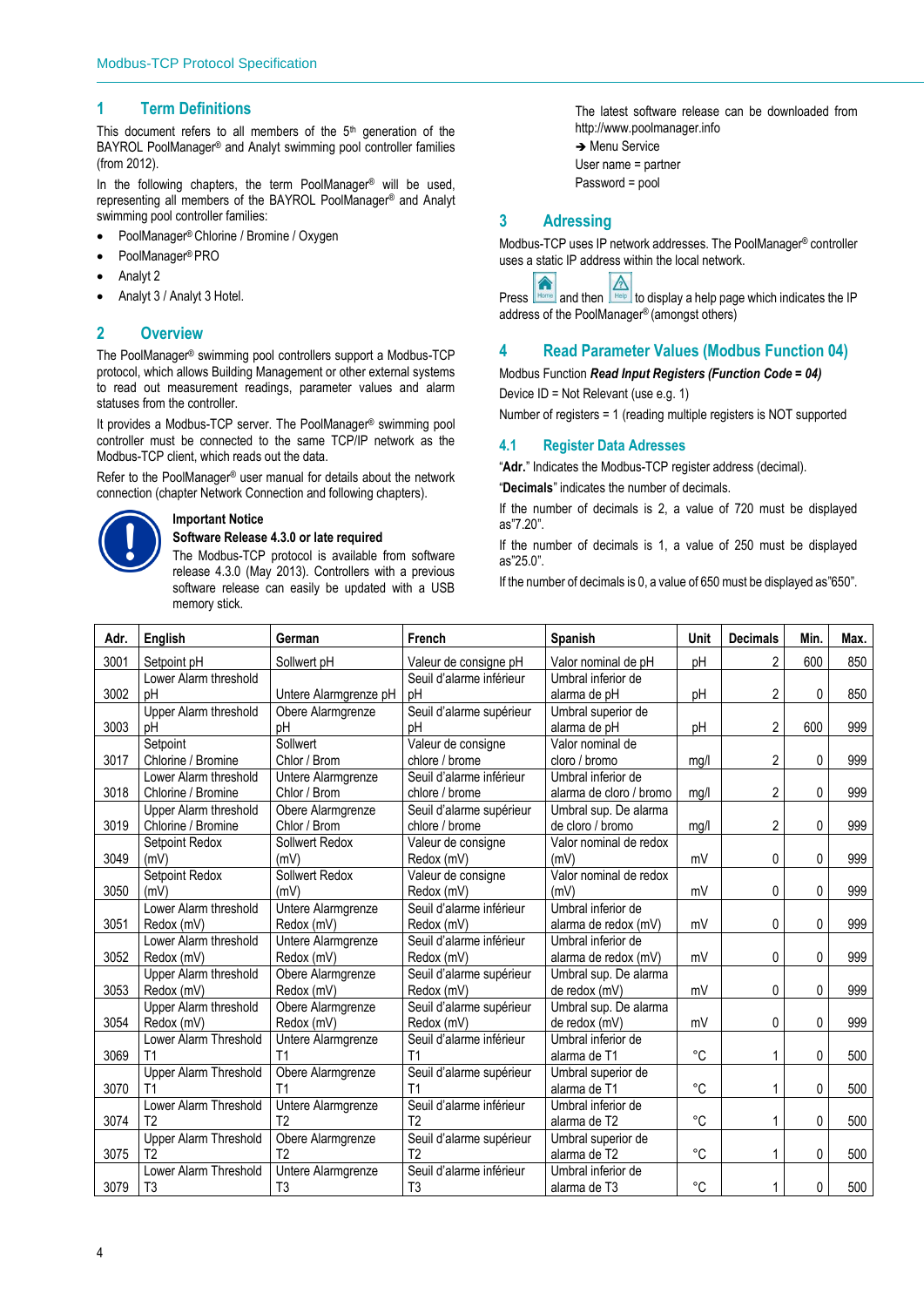# 1 Term Definitions

This document refers to all members of the 5th generation of the BAYROL PoolManager® and Analyt swimming pool controller families (from 2012).

In the following chapters, the term PoolManager® will be used, representing all members of the BAYROL PoolManager® and Analyt swimming pool controller families:

- PoolManager® Chlorine / Bromine / Oxygen
- PoolManager® PRO
- Analyt 2
- Analyt 3 / Analyt 3 Hotel.

# 2 Overview

The PoolManager® swimming pool controllers support a Modbus-TCP protocol, which allows Building Management or other external systems to read out measurement readings, parameter values and alarm statuses from the controller.

It provides a Modbus-TCP server. The PoolManager® swimming pool controller must be connected to the same TCP/IP network as the Modbus-TCP client, which reads out the data.

Refer to the PoolManager® user manual for details about the network connection (chapter Network Connection and following chapters).

**Important Notice**
**Software Release 4.3.0 or late required**
The Modbus-TCP protocol is available from software release 4.3.0 (May 2013). Controllers with a previous software release can easily be updated with a USB memory stick.

The latest software release can be downloaded from http://www.poolmanager.info
➔ Menu Service
User name = partner
Password = pool

# 3 Adressing

Modbus-TCP uses IP network addresses. The PoolManager® controller uses a static IP address within the local network.

Press [Home] and then [Help] to display a help page which indicates the IP address of the PoolManager® (amongst others)

# 4 Read Parameter Values (Modbus Function 04)

Modbus Function ***Read Input Registers (Function Code = 04)***

Device ID = Not Relevant (use e.g. 1)

Number of registers = 1 (reading multiple registers is NOT supported

## 4.1 Register Data Adresses

"**Adr.**" Indicates the Modbus-TCP register address (decimal).

"**Decimals**" indicates the number of decimals.

If the number of decimals is 2, a value of 720 must be displayed as"7.20".

If the number of decimals is 1, a value of 250 must be displayed as"25.0".

If the number of decimals is 0, a value of 650 must be displayed as"650".

| Adr. | English | German | French | Spanish | Unit | Decimals | Min. | Max. |
|---|---|---|---|---|---|---|---|---|
| 3001 | Setpoint pH | Sollwert pH | Valeur de consigne pH | Valor nominal de pH | pH | 2 | 600 | 850 |
| 3002 | Lower Alarm threshold pH | Untere Alarmgrenze pH | Seuil d'alarme inférieur pH | Umbral inferior de alarma de pH | pH | 2 | 0 | 850 |
| 3003 | Upper Alarm threshold pH | Obere Alarmgrenze pH | Seuil d'alarme supérieur pH | Umbral superior de alarma de pH | pH | 2 | 600 | 999 |
| 3017 | Setpoint Chlorine / Bromine | Sollwert Chlor / Brom | Valeur de consigne chlore / brome | Valor nominal de cloro / bromo | mg/l | 2 | 0 | 999 |
| 3018 | Lower Alarm threshold Chlorine / Bromine | Untere Alarmgrenze Chlor / Brom | Seuil d'alarme inférieur chlore / brome | Umbral inferior de alarma de cloro / bromo | mg/l | 2 | 0 | 999 |
| 3019 | Upper Alarm threshold Chlorine / Bromine | Obere Alarmgrenze Chlor / Brom | Seuil d'alarme supérieur chlore / brome | Umbral sup. De alarma de cloro / bromo | mg/l | 2 | 0 | 999 |
| 3049 | Setpoint Redox (mV) | Sollwert Redox (mV) | Valeur de consigne Redox (mV) | Valor nominal de redox (mV) | mV | 0 | 0 | 999 |
| 3050 | Setpoint Redox (mV) | Sollwert Redox (mV) | Valeur de consigne Redox (mV) | Valor nominal de redox (mV) | mV | 0 | 0 | 999 |
| 3051 | Lower Alarm threshold Redox (mV) | Untere Alarmgrenze Redox (mV) | Seuil d'alarme inférieur Redox (mV) | Umbral inferior de alarma de redox (mV) | mV | 0 | 0 | 999 |
| 3052 | Lower Alarm threshold Redox (mV) | Untere Alarmgrenze Redox (mV) | Seuil d'alarme inférieur Redox (mV) | Umbral inferior de alarma de redox (mV) | mV | 0 | 0 | 999 |
| 3053 | Upper Alarm threshold Redox (mV) | Obere Alarmgrenze Redox (mV) | Seuil d'alarme supérieur Redox (mV) | Umbral sup. De alarma de redox (mV) | mV | 0 | 0 | 999 |
| 3054 | Upper Alarm threshold Redox (mV) | Obere Alarmgrenze Redox (mV) | Seuil d'alarme supérieur Redox (mV) | Umbral sup. De alarma de redox (mV) | mV | 0 | 0 | 999 |
| 3069 | Lower Alarm Threshold T1 | Untere Alarmgrenze T1 | Seuil d'alarme inférieur T1 | Umbral inferior de alarma de T1 | °C | 1 | 0 | 500 |
| 3070 | Upper Alarm Threshold T1 | Obere Alarmgrenze T1 | Seuil d'alarme supérieur T1 | Umbral superior de alarma de T1 | °C | 1 | 0 | 500 |
| 3074 | Lower Alarm Threshold T2 | Untere Alarmgrenze T2 | Seuil d'alarme inférieur T2 | Umbral inferior de alarma de T2 | °C | 1 | 0 | 500 |
| 3075 | Upper Alarm Threshold T2 | Obere Alarmgrenze T2 | Seuil d'alarme supérieur T2 | Umbral superior de alarma de T2 | °C | 1 | 0 | 500 |
| 3079 | Lower Alarm Threshold T3 | Untere Alarmgrenze T3 | Seuil d'alarme inférieur T3 | Umbral inferior de alarma de T3 | °C | 1 | 0 | 500 |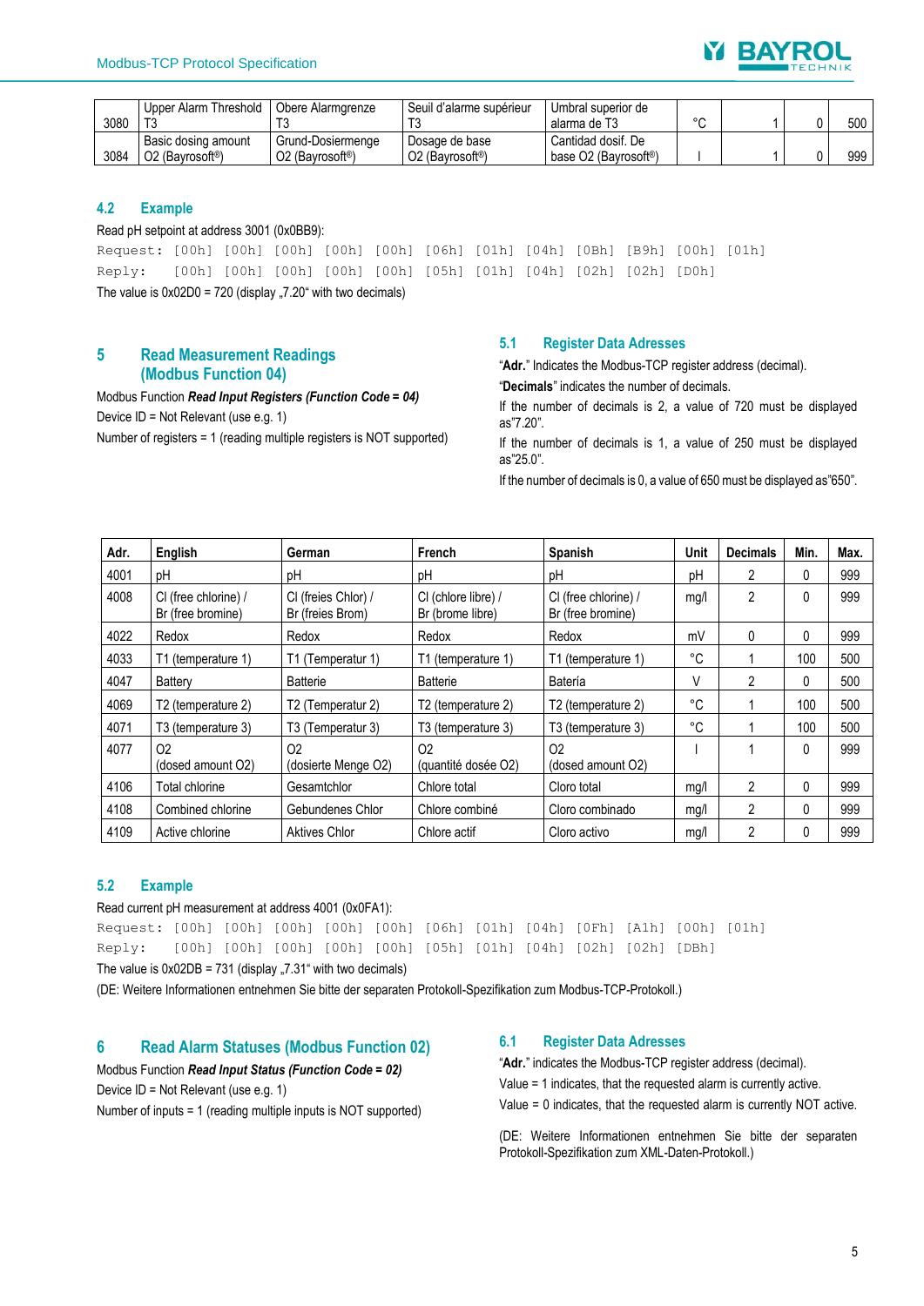| 3080 | Upper Alarm Threshold T3 | Obere Alarmgrenze T3 | Seuil d'alarme supérieur T3 | Umbral superior de alarma de T3 | °C | 1 | 0 | 500 |
|---|---|---|---|---|---|---|---|---|
| 3084 | Basic dosing amount O2 (Bayrosoft®) | Grund-Dosiermenge O2 (Bayrosoft®) | Dosage de base O2 (Bayrosoft®) | Cantidad dosif. De base O2 (Bayrosoft®) | l | 1 | 0 | 999 |

## 4.2 Example

Read pH setpoint at address 3001 (0x0BB9):

```
Request: [00h] [00h] [00h] [00h] [00h] [06h] [01h] [04h] [0Bh] [B9h] [00h] [01h]
Reply:   [00h] [00h] [00h] [00h] [00h] [05h] [01h] [04h] [02h] [02h] [D0h]
```

The value is 0x02D0 = 720 (display „7.20" with two decimals)

# 5 Read Measurement Readings (Modbus Function 04)

Modbus Function ***Read Input Registers (Function Code = 04)***

Device ID = Not Relevant (use e.g. 1)

Number of registers = 1 (reading multiple registers is NOT supported)

## 5.1 Register Data Adresses

"**Adr.**" Indicates the Modbus-TCP register address (decimal).

"**Decimals**" indicates the number of decimals.

If the number of decimals is 2, a value of 720 must be displayed as"7.20".

If the number of decimals is 1, a value of 250 must be displayed as"25.0".

If the number of decimals is 0, a value of 650 must be displayed as"650".

| Adr. | English | German | French | Spanish | Unit | Decimals | Min. | Max. |
|---|---|---|---|---|---|---|---|---|
| 4001 | pH | pH | pH | pH | pH | 2 | 0 | 999 |
| 4008 | Cl (free chlorine) / Br (free bromine) | Cl (freies Chlor) / Br (freies Brom) | Cl (chlore libre) / Br (brome libre) | Cl (free chlorine) / Br (free bromine) | mg/l | 2 | 0 | 999 |
| 4022 | Redox | Redox | Redox | Redox | mV | 0 | 0 | 999 |
| 4033 | T1 (temperature 1) | T1 (Temperatur 1) | T1 (temperature 1) | T1 (temperature 1) | °C | 1 | 100 | 500 |
| 4047 | Battery | Batterie | Batterie | Batería | V | 2 | 0 | 500 |
| 4069 | T2 (temperature 2) | T2 (Temperatur 2) | T2 (temperature 2) | T2 (temperature 2) | °C | 1 | 100 | 500 |
| 4071 | T3 (temperature 3) | T3 (Temperatur 3) | T3 (temperature 3) | T3 (temperature 3) | °C | 1 | 100 | 500 |
| 4077 | O2 (dosed amount O2) | O2 (dosierte Menge O2) | O2 (quantité dosée O2) | O2 (dosed amount O2) | l | 1 | 0 | 999 |
| 4106 | Total chlorine | Gesamtchlor | Chlore total | Cloro total | mg/l | 2 | 0 | 999 |
| 4108 | Combined chlorine | Gebundenes Chlor | Chlore combiné | Cloro combinado | mg/l | 2 | 0 | 999 |
| 4109 | Active chlorine | Aktives Chlor | Chlore actif | Cloro activo | mg/l | 2 | 0 | 999 |

## 5.2 Example

Read current pH measurement at address 4001 (0x0FA1):

```
Request: [00h] [00h] [00h] [00h] [00h] [06h] [01h] [04h] [0Fh] [A1h] [00h] [01h]
Reply:   [00h] [00h] [00h] [00h] [00h] [05h] [01h] [04h] [02h] [02h] [DBh]
```

The value is 0x02DB = 731 (display „7.31" with two decimals)

(DE: Weitere Informationen entnehmen Sie bitte der separaten Protokoll-Spezifikation zum Modbus-TCP-Protokoll.)

# 6 Read Alarm Statuses (Modbus Function 02)

Modbus Function ***Read Input Status (Function Code = 02)***

Device ID = Not Relevant (use e.g. 1)

Number of inputs = 1 (reading multiple inputs is NOT supported)

## 6.1 Register Data Adresses

"**Adr.**" indicates the Modbus-TCP register address (decimal).

Value = 1 indicates, that the requested alarm is currently active.

Value = 0 indicates, that the requested alarm is currently NOT active.

(DE: Weitere Informationen entnehmen Sie bitte der separaten Protokoll-Spezifikation zum XML-Daten-Protokoll.)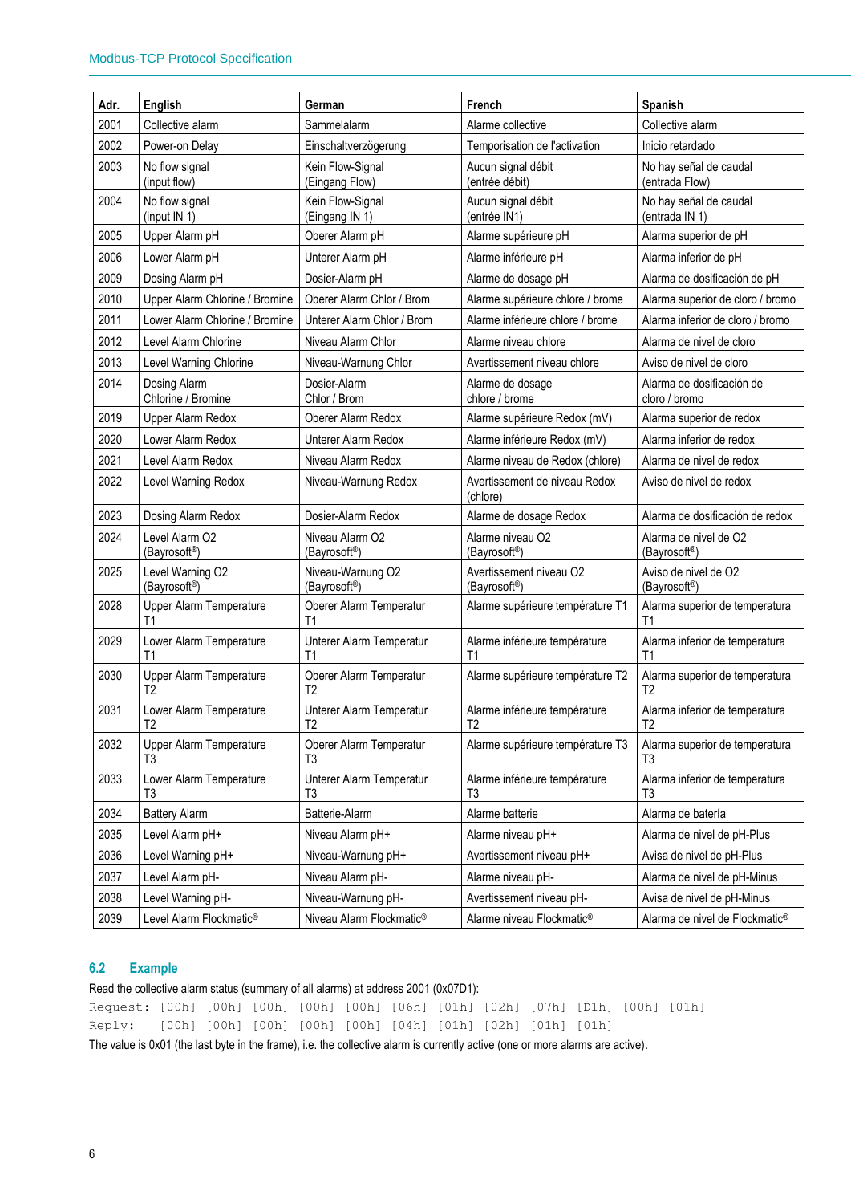| Adr. | English | German | French | Spanish |
|---|---|---|---|---|
| 2001 | Collective alarm | Sammelalarm | Alarme collective | Collective alarm |
| 2002 | Power-on Delay | Einschaltverzögerung | Temporisation de l'activation | Inicio retardado |
| 2003 | No flow signal (input flow) | Kein Flow-Signal (Eingang Flow) | Aucun signal débit (entrée débit) | No hay señal de caudal (entrada Flow) |
| 2004 | No flow signal (input IN 1) | Kein Flow-Signal (Eingang IN 1) | Aucun signal débit (entrée IN1) | No hay señal de caudal (entrada IN 1) |
| 2005 | Upper Alarm pH | Oberer Alarm pH | Alarme supérieure pH | Alarma superior de pH |
| 2006 | Lower Alarm pH | Unterer Alarm pH | Alarme inférieure pH | Alarma inferior de pH |
| 2009 | Dosing Alarm pH | Dosier-Alarm pH | Alarme de dosage pH | Alarma de dosificación de pH |
| 2010 | Upper Alarm Chlorine / Bromine | Oberer Alarm Chlor / Brom | Alarme supérieure chlore / brome | Alarma superior de cloro / bromo |
| 2011 | Lower Alarm Chlorine / Bromine | Unterer Alarm Chlor / Brom | Alarme inférieure chlore / brome | Alarma inferior de cloro / bromo |
| 2012 | Level Alarm Chlorine | Niveau Alarm Chlor | Alarme niveau chlore | Alarma de nivel de cloro |
| 2013 | Level Warning Chlorine | Niveau-Warnung Chlor | Avertissement niveau chlore | Aviso de nivel de cloro |
| 2014 | Dosing Alarm Chlorine / Bromine | Dosier-Alarm Chlor / Brom | Alarme de dosage chlore / brome | Alarma de dosificación de cloro / bromo |
| 2019 | Upper Alarm Redox | Oberer Alarm Redox | Alarme supérieure Redox (mV) | Alarma superior de redox |
| 2020 | Lower Alarm Redox | Unterer Alarm Redox | Alarme inférieure Redox (mV) | Alarma inferior de redox |
| 2021 | Level Alarm Redox | Niveau Alarm Redox | Alarme niveau de Redox (chlore) | Alarma de nivel de redox |
| 2022 | Level Warning Redox | Niveau-Warnung Redox | Avertissement de niveau Redox (chlore) | Aviso de nivel de redox |
| 2023 | Dosing Alarm Redox | Dosier-Alarm Redox | Alarme de dosage Redox | Alarma de dosificación de redox |
| 2024 | Level Alarm O2 (Bayrosoft®) | Niveau Alarm O2 (Bayrosoft®) | Alarme niveau O2 (Bayrosoft®) | Alarma de nivel de O2 (Bayrosoft®) |
| 2025 | Level Warning O2 (Bayrosoft®) | Niveau-Warnung O2 (Bayrosoft®) | Avertissement niveau O2 (Bayrosoft®) | Aviso de nivel de O2 (Bayrosoft®) |
| 2028 | Upper Alarm Temperature T1 | Oberer Alarm Temperatur T1 | Alarme supérieure température T1 | Alarma superior de temperatura T1 |
| 2029 | Lower Alarm Temperature T1 | Unterer Alarm Temperatur T1 | Alarme inférieure température T1 | Alarma inferior de temperatura T1 |
| 2030 | Upper Alarm Temperature T2 | Oberer Alarm Temperatur T2 | Alarme supérieure température T2 | Alarma superior de temperatura T2 |
| 2031 | Lower Alarm Temperature T2 | Unterer Alarm Temperatur T2 | Alarme inférieure température T2 | Alarma inferior de temperatura T2 |
| 2032 | Upper Alarm Temperature T3 | Oberer Alarm Temperatur T3 | Alarme supérieure température T3 | Alarma superior de temperatura T3 |
| 2033 | Lower Alarm Temperature T3 | Unterer Alarm Temperatur T3 | Alarme inférieure température T3 | Alarma inferior de temperatura T3 |
| 2034 | Battery Alarm | Batterie-Alarm | Alarme batterie | Alarma de batería |
| 2035 | Level Alarm pH+ | Niveau Alarm pH+ | Alarme niveau pH+ | Alarma de nivel de pH-Plus |
| 2036 | Level Warning pH+ | Niveau-Warnung pH+ | Avertissement niveau pH+ | Avisa de nivel de pH-Plus |
| 2037 | Level Alarm pH- | Niveau Alarm pH- | Alarme niveau pH- | Alarma de nivel de pH-Minus |
| 2038 | Level Warning pH- | Niveau-Warnung pH- | Avertissement niveau pH- | Avisa de nivel de pH-Minus |
| 2039 | Level Alarm Flockmatic® | Niveau Alarm Flockmatic® | Alarme niveau Flockmatic® | Alarma de nivel de Flockmatic® |

## 6.2 Example

Read the collective alarm status (summary of all alarms) at address 2001 (0x07D1):

```
Request: [00h] [00h] [00h] [00h] [00h] [06h] [01h] [02h] [07h] [D1h] [00h] [01h]
Reply:   [00h] [00h] [00h] [00h] [00h] [04h] [01h] [02h] [01h] [01h]
```

The value is 0x01 (the last byte in the frame), i.e. the collective alarm is currently active (one or more alarms are active).